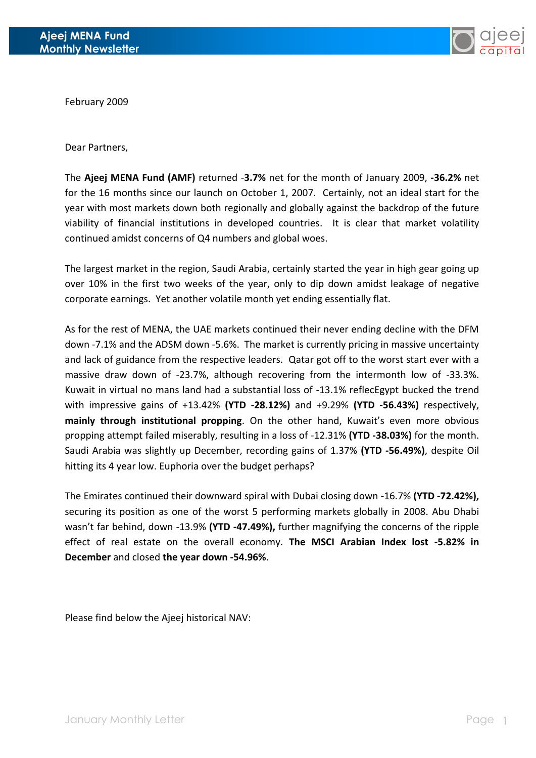February 2009

Dear Partners,

The **Ajeej MENA Fund (AMF)** returned -**3.7%** net for the month of January 2009, **-36.2%** net for the 16 months since our launch on October 1, 2007. Certainly, not an ideal start for the year with most markets down both regionally and globally against the backdrop of the future viability of financial institutions in developed countries. It is clear that market volatility continued amidst concerns of Q4 numbers and global woes.

The largest market in the region, Saudi Arabia, certainly started the year in high gear going up over 10% in the first two weeks of the year, only to dip down amidst leakage of negative corporate earnings. Yet another volatile month yet ending essentially flat.

As for the rest of MENA, the UAE markets continued their never ending decline with the DFM down -7.1% and the ADSM down -5.6%. The market is currently pricing in massive uncertainty and lack of guidance from the respective leaders. Qatar got off to the worst start ever with a massive draw down of -23.7%, although recovering from the intermonth low of -33.3%. Kuwait in virtual no mans land had a substantial loss of -13.1% reflecEgypt bucked the trend with impressive gains of +13.42% **(YTD -28.12%)** and +9.29% **(YTD -56.43%)** respectively, **mainly through institutional propping**. On the other hand, Kuwait's even more obvious propping attempt failed miserably, resulting in a loss of -12.31% **(YTD -38.03%)** for the month. Saudi Arabia was slightly up December, recording gains of 1.37% **(YTD -56.49%)**, despite Oil hitting its 4 year low. Euphoria over the budget perhaps?

The Emirates continued their downward spiral with Dubai closing down -16.7% **(YTD -72.42%),** securing its position as one of the worst 5 performing markets globally in 2008. Abu Dhabi wasn't far behind, down -13.9% **(YTD -47.49%),** further magnifying the concerns of the ripple effect of real estate on the overall economy. **The MSCI Arabian Index lost -5.82% in December** and closed **the year down -54.96%**.

Please find below the Ajeej historical NAV: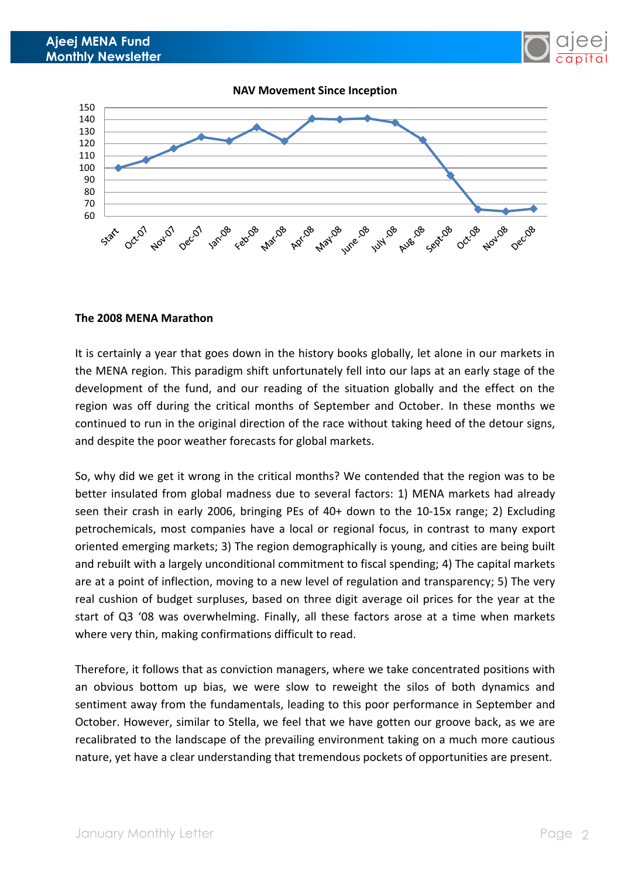**NAV Movement Since Inception**

**The 2008 MENA Marathon**

It is certainly a year that goes down in the history books globally, let alone in our markets in the MENA region. This paradigm shift unfortunately fell into our laps at an early stage of the development of the fund, and our reading of the situation globally and the effect on the region was off during the critical months of September and October. In these months we continued to run in the original direction of the race without taking heed of the detour signs, and despite the poor weather forecasts for global markets.

So, why did we get it wrong in the critical months? We contended that the region was to be better insulated from global madness due to several factors: 1) MENA markets had already seen their crash in early 2006, bringing PEs of 40+ down to the 10-15x range; 2) Excluding petrochemicals, most companies have a local or regional focus, in contrast to many export oriented emerging markets; 3) The region demographically is young, and cities are being built and rebuilt with a largely unconditional commitment to fiscal spending; 4) The capital markets are at a point of inflection, moving to a new level of regulation and transparency; 5) The very real cushion of budget surpluses, based on three digit average oil prices for the year at the start of Q3 '08 was overwhelming. Finally, all these factors arose at a time when markets where very thin, making confirmations difficult to read.

Therefore, it follows that as conviction managers, where we take concentrated positions with an obvious bottom up bias, we were slow to reweight the silos of both dynamics and sentiment away from the fundamentals, leading to this poor performance in September and October. However, similar to Stella, we feel that we have gotten our groove back, as we are recalibrated to the landscape of the prevailing environment taking on a much more cautious nature, yet have a clear understanding that tremendous pockets of opportunities are present.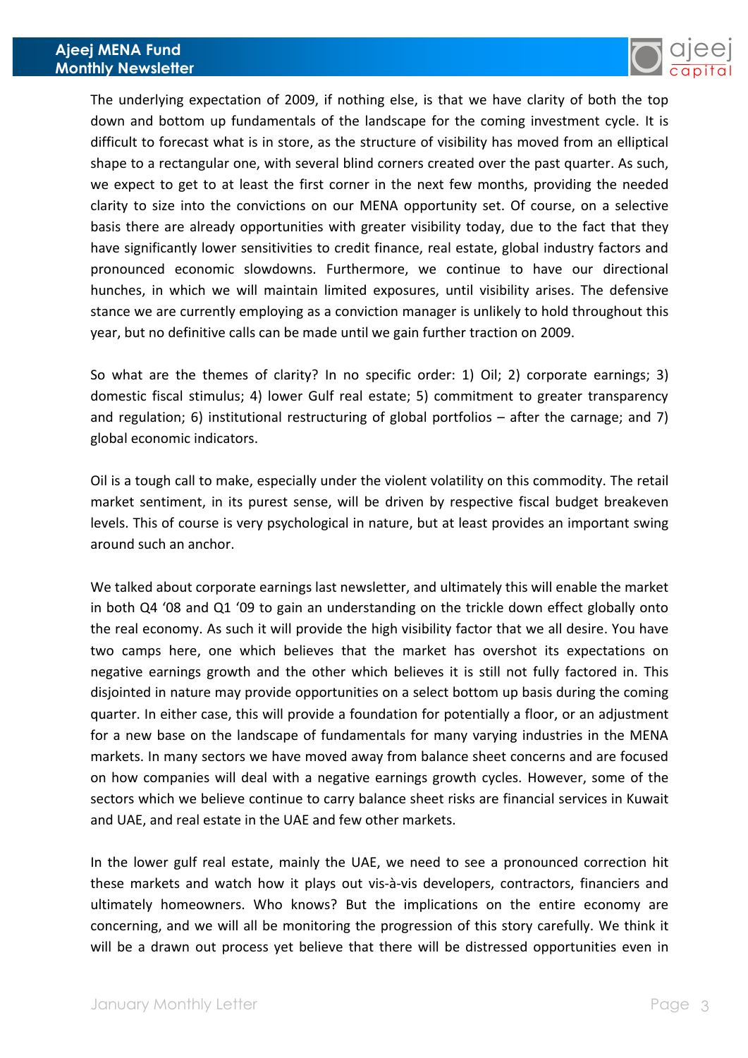The underlying expectation of 2009, if nothing else, is that we have clarity of both the top down and bottom up fundamentals of the landscape for the coming investment cycle. It is difficult to forecast what is in store, as the structure of visibility has moved from an elliptical shape to a rectangular one, with several blind corners created over the past quarter. As such, we expect to get to at least the first corner in the next few months, providing the needed clarity to size into the convictions on our MENA opportunity set. Of course, on a selective basis there are already opportunities with greater visibility today, due to the fact that they have significantly lower sensitivities to credit finance, real estate, global industry factors and pronounced economic slowdowns. Furthermore, we continue to have our directional hunches, in which we will maintain limited exposures, until visibility arises. The defensive stance we are currently employing as a conviction manager is unlikely to hold throughout this year, but no definitive calls can be made until we gain further traction on 2009.

So what are the themes of clarity? In no specific order: 1) Oil; 2) corporate earnings; 3) domestic fiscal stimulus; 4) lower Gulf real estate; 5) commitment to greater transparency and regulation; 6) institutional restructuring of global portfolios – after the carnage; and 7) global economic indicators.

Oil is a tough call to make, especially under the violent volatility on this commodity. The retail market sentiment, in its purest sense, will be driven by respective fiscal budget breakeven levels. This of course is very psychological in nature, but at least provides an important swing around such an anchor.

We talked about corporate earnings last newsletter, and ultimately this will enable the market in both Q4 '08 and Q1 '09 to gain an understanding on the trickle down effect globally onto the real economy. As such it will provide the high visibility factor that we all desire. You have two camps here, one which believes that the market has overshot its expectations on negative earnings growth and the other which believes it is still not fully factored in. This disjointed in nature may provide opportunities on a select bottom up basis during the coming quarter. In either case, this will provide a foundation for potentially a floor, or an adjustment for a new base on the landscape of fundamentals for many varying industries in the MENA markets. In many sectors we have moved away from balance sheet concerns and are focused on how companies will deal with a negative earnings growth cycles. However, some of the sectors which we believe continue to carry balance sheet risks are financial services in Kuwait and UAE, and real estate in the UAE and few other markets.

In the lower gulf real estate, mainly the UAE, we need to see a pronounced correction hit these markets and watch how it plays out vis-à-vis developers, contractors, financiers and ultimately homeowners. Who knows? But the implications on the entire economy are concerning, and we will all be monitoring the progression of this story carefully. We think it will be a drawn out process yet believe that there will be distressed opportunities even in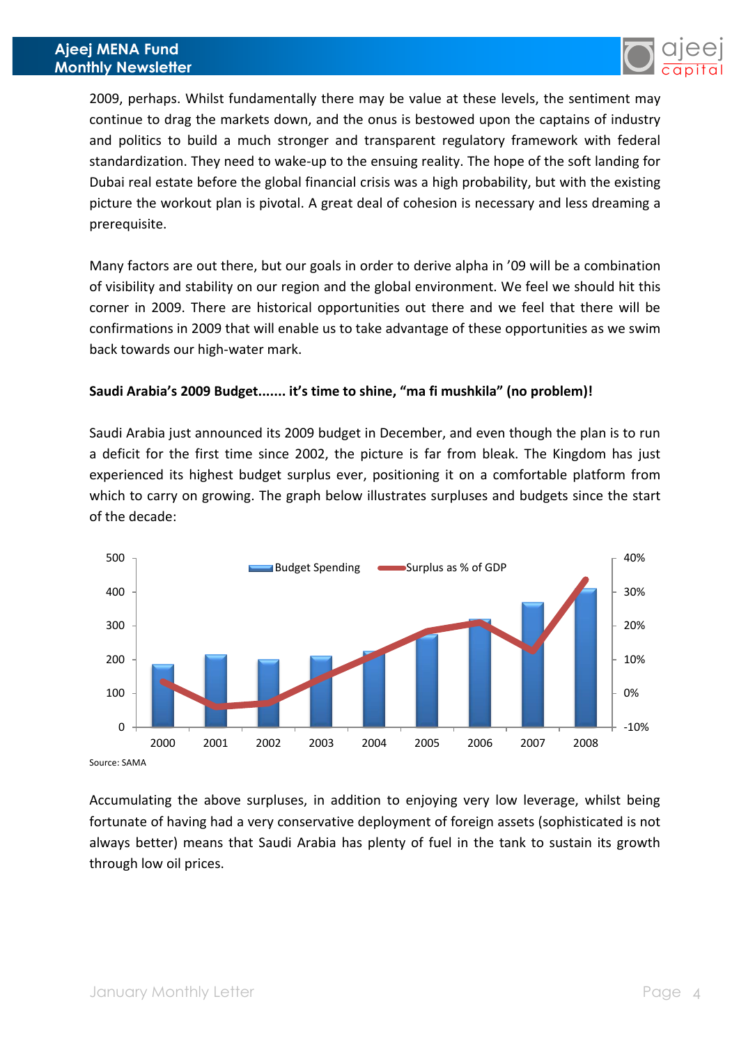2009, perhaps. Whilst fundamentally there may be value at these levels, the sentiment may continue to drag the markets down, and the onus is bestowed upon the captains of industry and politics to build a much stronger and transparent regulatory framework with federal standardization. They need to wake-up to the ensuing reality. The hope of the soft landing for Dubai real estate before the global financial crisis was a high probability, but with the existing picture the workout plan is pivotal. A great deal of cohesion is necessary and less dreaming a prerequisite.

Many factors are out there, but our goals in order to derive alpha in '09 will be a combination of visibility and stability on our region and the global environment. We feel we should hit this corner in 2009. There are historical opportunities out there and we feel that there will be confirmations in 2009 that will enable us to take advantage of these opportunities as we swim back towards our high-water mark.

**Saudi Arabia's 2009 Budget....... it's time to shine, "ma fi mushkila" (no problem)!**

Saudi Arabia just announced its 2009 budget in December, and even though the plan is to run a deficit for the first time since 2002, the picture is far from bleak. The Kingdom has just experienced its highest budget surplus ever, positioning it on a comfortable platform from which to carry on growing. The graph below illustrates surpluses and budgets since the start of the decade:

Source: SAMA

Accumulating the above surpluses, in addition to enjoying very low leverage, whilst being fortunate of having had a very conservative deployment of foreign assets (sophisticated is not always better) means that Saudi Arabia has plenty of fuel in the tank to sustain its growth through low oil prices.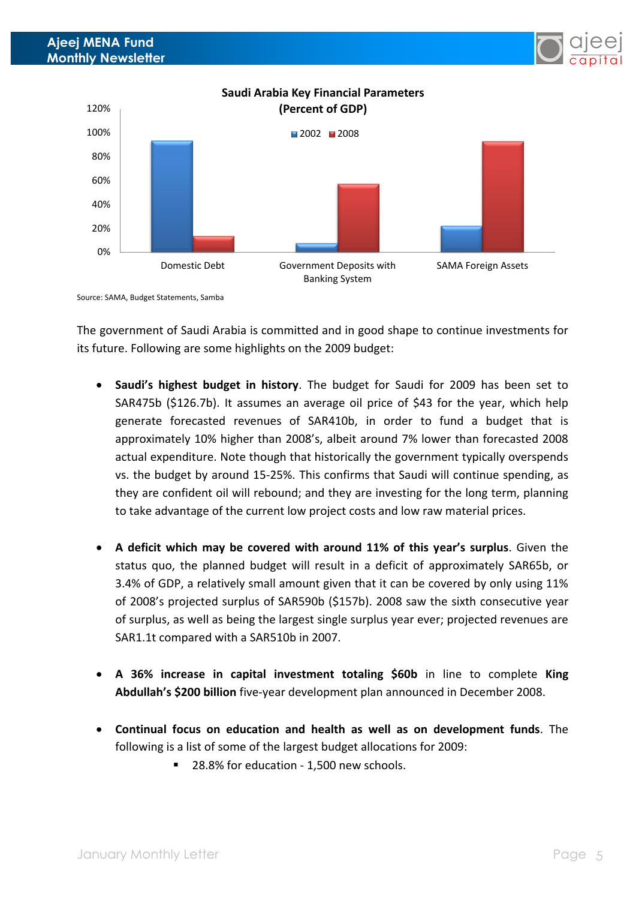**Saudi Arabia Key Financial Parameters (Percent of GDP)**

Source: SAMA, Budget Statements, Samba

The government of Saudi Arabia is committed and in good shape to continue investments for its future. Following are some highlights on the 2009 budget:

- **Saudi's highest budget in history**. The budget for Saudi for 2009 has been set to SAR475b ($126.7b). It assumes an average oil price of $43 for the year, which help generate forecasted revenues of SAR410b, in order to fund a budget that is approximately 10% higher than 2008's, albeit around 7% lower than forecasted 2008 actual expenditure. Note though that historically the government typically overspends vs. the budget by around 15-25%. This confirms that Saudi will continue spending, as they are confident oil will rebound; and they are investing for the long term, planning to take advantage of the current low project costs and low raw material prices.

- **A deficit which may be covered with around 11% of this year's surplus**. Given the status quo, the planned budget will result in a deficit of approximately SAR65b, or 3.4% of GDP, a relatively small amount given that it can be covered by only using 11% of 2008's projected surplus of SAR590b ($157b). 2008 saw the sixth consecutive year of surplus, as well as being the largest single surplus year ever; projected revenues are SAR1.1t compared with a SAR510b in 2007.

- **A 36% increase in capital investment totaling $60b** in line to complete **King Abdullah's $200 billion** five-year development plan announced in December 2008.

- **Continual focus on education and health as well as on development funds**. The following is a list of some of the largest budget allocations for 2009:
  - 28.8% for education - 1,500 new schools.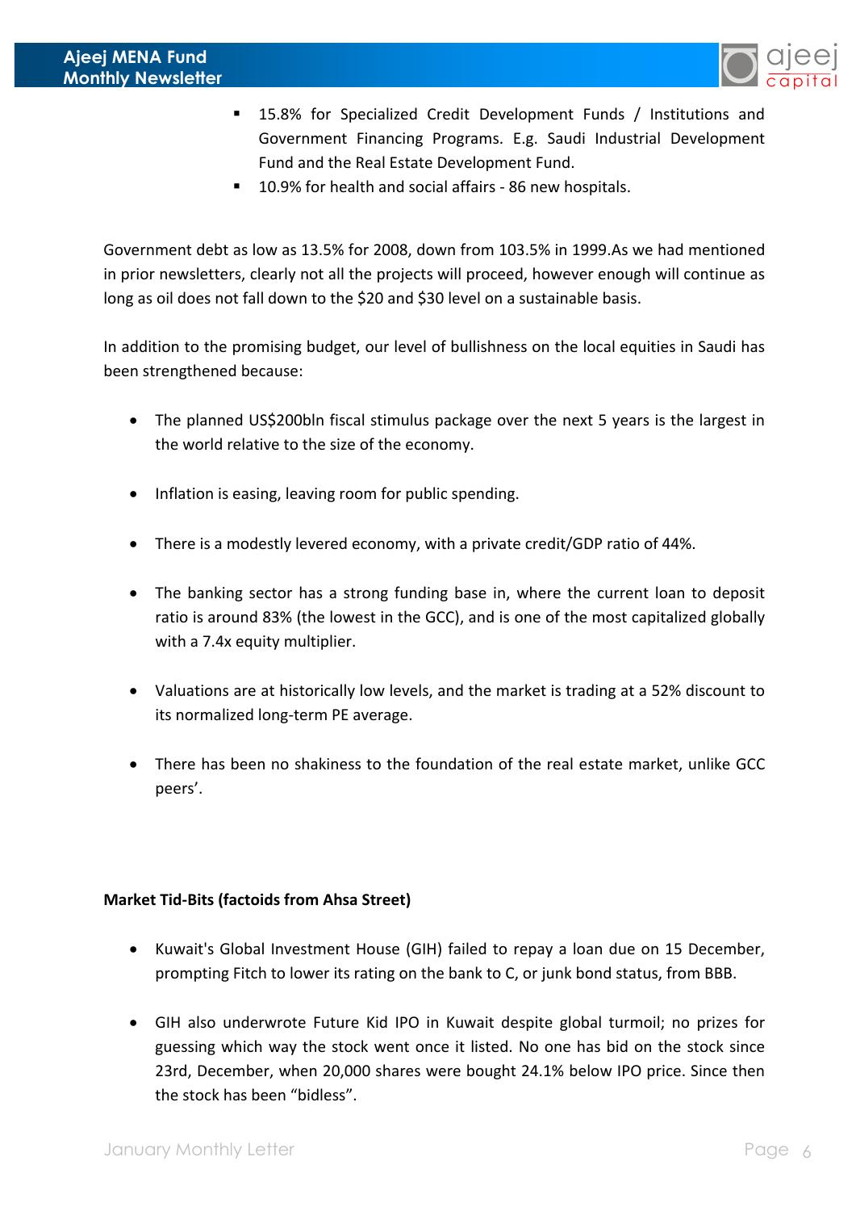- 15.8% for Specialized Credit Development Funds / Institutions and Government Financing Programs. E.g. Saudi Industrial Development Fund and the Real Estate Development Fund.
- 10.9% for health and social affairs - 86 new hospitals.

Government debt as low as 13.5% for 2008, down from 103.5% in 1999.As we had mentioned in prior newsletters, clearly not all the projects will proceed, however enough will continue as long as oil does not fall down to the $20 and $30 level on a sustainable basis.

In addition to the promising budget, our level of bullishness on the local equities in Saudi has been strengthened because:

- The planned US$200bln fiscal stimulus package over the next 5 years is the largest in the world relative to the size of the economy.
- Inflation is easing, leaving room for public spending.
- There is a modestly levered economy, with a private credit/GDP ratio of 44%.
- The banking sector has a strong funding base in, where the current loan to deposit ratio is around 83% (the lowest in the GCC), and is one of the most capitalized globally with a 7.4x equity multiplier.
- Valuations are at historically low levels, and the market is trading at a 52% discount to its normalized long-term PE average.
- There has been no shakiness to the foundation of the real estate market, unlike GCC peers'.

**Market Tid-Bits (factoids from Ahsa Street)**

- Kuwait's Global Investment House (GIH) failed to repay a loan due on 15 December, prompting Fitch to lower its rating on the bank to C, or junk bond status, from BBB.
- GIH also underwrote Future Kid IPO in Kuwait despite global turmoil; no prizes for guessing which way the stock went once it listed. No one has bid on the stock since 23rd, December, when 20,000 shares were bought 24.1% below IPO price. Since then the stock has been "bidless".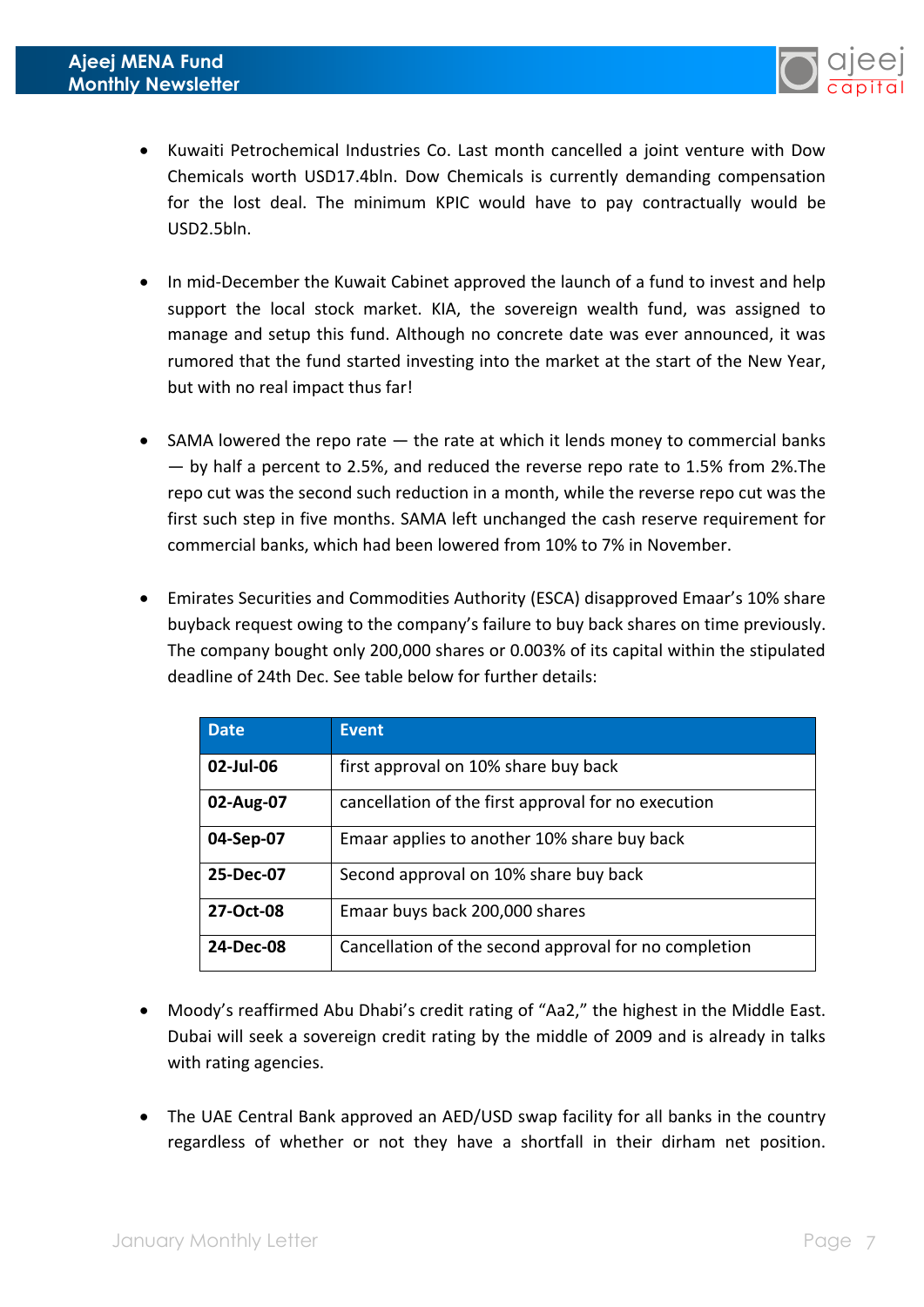- Kuwaiti Petrochemical Industries Co. Last month cancelled a joint venture with Dow Chemicals worth USD17.4bln. Dow Chemicals is currently demanding compensation for the lost deal. The minimum KPIC would have to pay contractually would be USD2.5bln.

- In mid-December the Kuwait Cabinet approved the launch of a fund to invest and help support the local stock market. KIA, the sovereign wealth fund, was assigned to manage and setup this fund. Although no concrete date was ever announced, it was rumored that the fund started investing into the market at the start of the New Year, but with no real impact thus far!

- SAMA lowered the repo rate — the rate at which it lends money to commercial banks — by half a percent to 2.5%, and reduced the reverse repo rate to 1.5% from 2%.The repo cut was the second such reduction in a month, while the reverse repo cut was the first such step in five months. SAMA left unchanged the cash reserve requirement for commercial banks, which had been lowered from 10% to 7% in November.

- Emirates Securities and Commodities Authority (ESCA) disapproved Emaar's 10% share buyback request owing to the company's failure to buy back shares on time previously. The company bought only 200,000 shares or 0.003% of its capital within the stipulated deadline of 24th Dec. See table below for further details:

| Date | Event |
|---|---|
| **02-Jul-06** | first approval on 10% share buy back |
| **02-Aug-07** | cancellation of the first approval for no execution |
| **04-Sep-07** | Emaar applies to another 10% share buy back |
| **25-Dec-07** | Second approval on 10% share buy back |
| **27-Oct-08** | Emaar buys back 200,000 shares |
| **24-Dec-08** | Cancellation of the second approval for no completion |

- Moody's reaffirmed Abu Dhabi's credit rating of "Aa2," the highest in the Middle East. Dubai will seek a sovereign credit rating by the middle of 2009 and is already in talks with rating agencies.

- The UAE Central Bank approved an AED/USD swap facility for all banks in the country regardless of whether or not they have a shortfall in their dirham net position.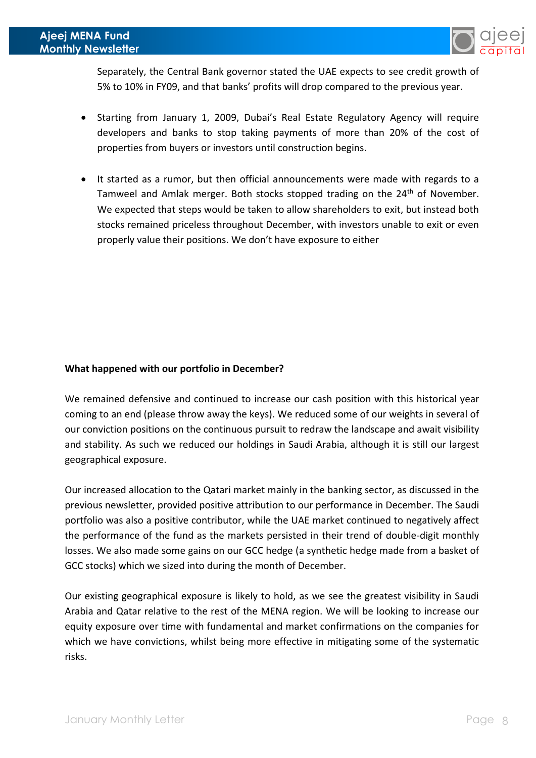Separately, the Central Bank governor stated the UAE expects to see credit growth of 5% to 10% in FY09, and that banks' profits will drop compared to the previous year.

- Starting from January 1, 2009, Dubai's Real Estate Regulatory Agency will require developers and banks to stop taking payments of more than 20% of the cost of properties from buyers or investors until construction begins.

- It started as a rumor, but then official announcements were made with regards to a Tamweel and Amlak merger. Both stocks stopped trading on the 24th of November. We expected that steps would be taken to allow shareholders to exit, but instead both stocks remained priceless throughout December, with investors unable to exit or even properly value their positions. We don't have exposure to either

**What happened with our portfolio in December?**

We remained defensive and continued to increase our cash position with this historical year coming to an end (please throw away the keys). We reduced some of our weights in several of our conviction positions on the continuous pursuit to redraw the landscape and await visibility and stability. As such we reduced our holdings in Saudi Arabia, although it is still our largest geographical exposure.

Our increased allocation to the Qatari market mainly in the banking sector, as discussed in the previous newsletter, provided positive attribution to our performance in December. The Saudi portfolio was also a positive contributor, while the UAE market continued to negatively affect the performance of the fund as the markets persisted in their trend of double-digit monthly losses. We also made some gains on our GCC hedge (a synthetic hedge made from a basket of GCC stocks) which we sized into during the month of December.

Our existing geographical exposure is likely to hold, as we see the greatest visibility in Saudi Arabia and Qatar relative to the rest of the MENA region. We will be looking to increase our equity exposure over time with fundamental and market confirmations on the companies for which we have convictions, whilst being more effective in mitigating some of the systematic risks.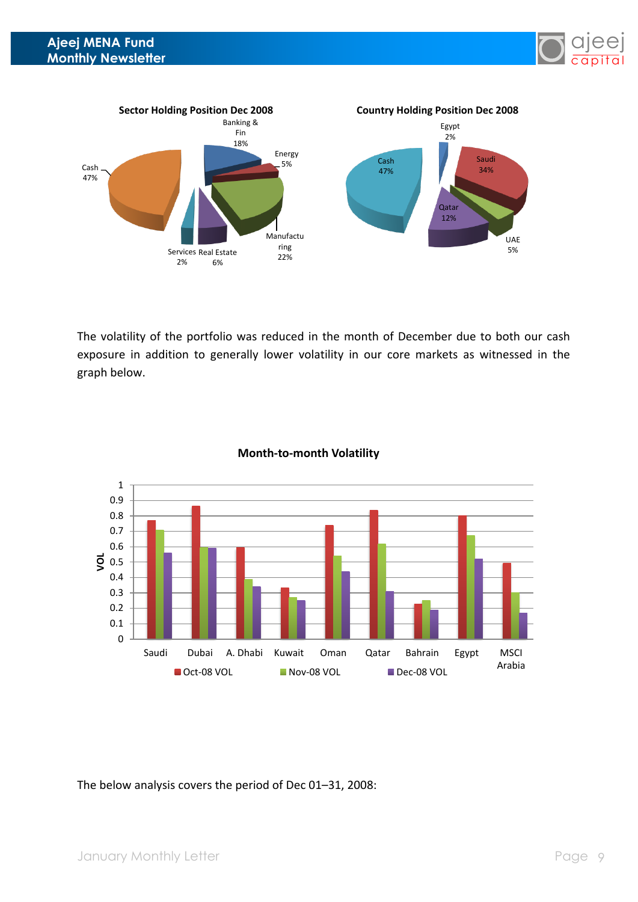**Sector Holding Position Dec 2008**

| Sector | Weight |
| --- | --- |
| Cash | 47% |
| Banking & Fin | 18% |
| Energy | 5% |
| Manufacturing | 22% |
| Real Estate | 6% |
| Services | 2% |

**Country Holding Position Dec 2008**

| Country | Weight |
| --- | --- |
| Cash | 47% |
| Egypt | 2% |
| Saudi | 34% |
| UAE | 5% |
| Qatar | 12% |

The volatility of the portfolio was reduced in the month of December due to both our cash exposure in addition to generally lower volatility in our core markets as witnessed in the graph below.

**Month-to-month Volatility**

| Market | Oct-08 VOL | Nov-08 VOL | Dec-08 VOL |
| --- | --- | --- | --- |
| Saudi | 0.77 | 0.71 | 0.56 |
| Dubai | 0.87 | 0.60 | 0.59 |
| A. Dhabi | 0.60 | 0.39 | 0.34 |
| Kuwait | 0.33 | 0.27 | 0.25 |
| Oman | 0.74 | 0.54 | 0.44 |
| Qatar | 0.84 | 0.62 | 0.31 |
| Bahrain | 0.23 | 0.25 | 0.19 |
| Egypt | 0.80 | 0.67 | 0.52 |
| MSCI Arabia | 0.49 | 0.30 | 0.17 |

The below analysis covers the period of Dec 01–31, 2008: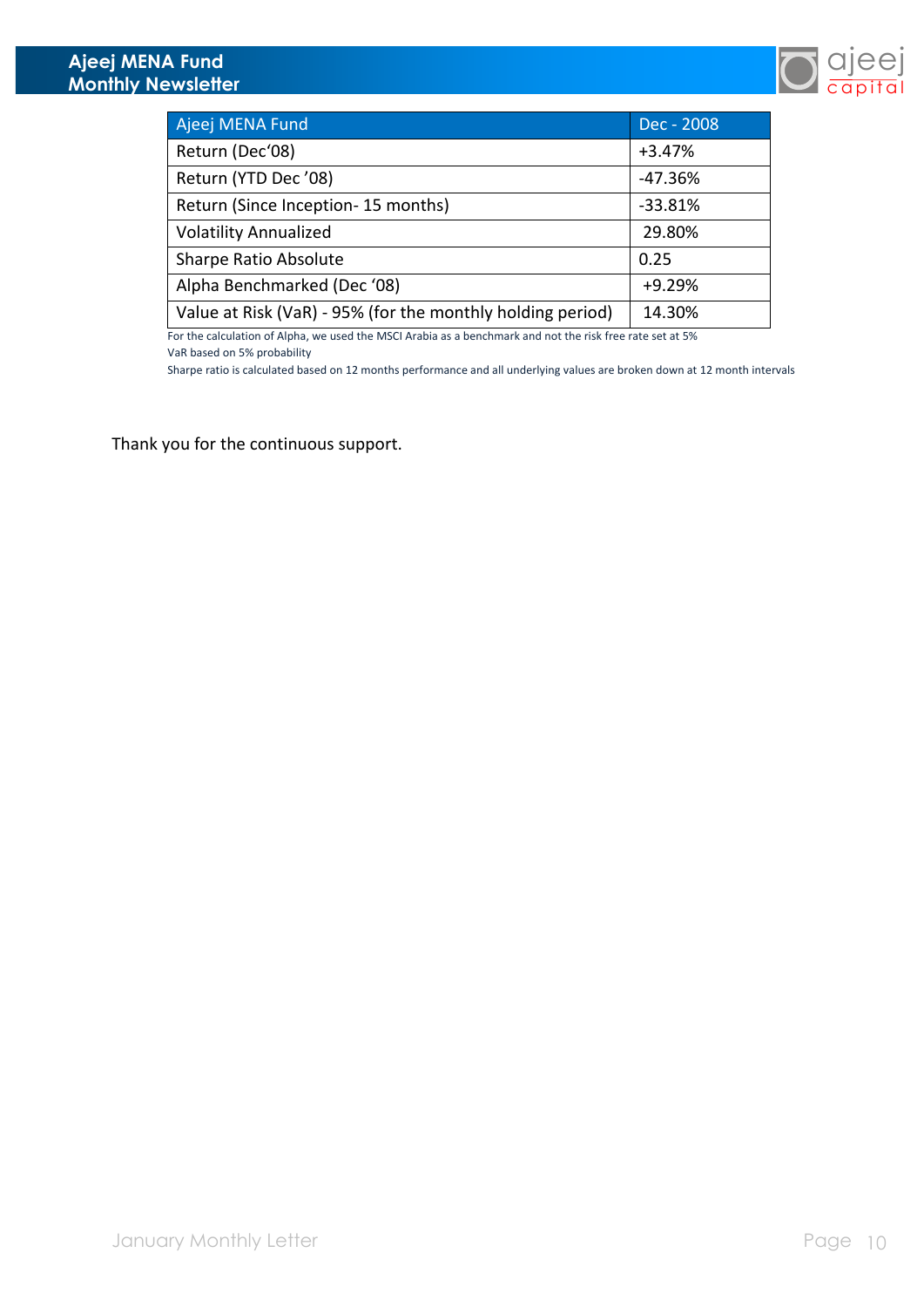| Ajeej MENA Fund | Dec - 2008 |
| --- | --- |
| Return (Dec'08) | +3.47% |
| Return (YTD Dec '08) | -47.36% |
| Return (Since Inception- 15 months) | -33.81% |
| Volatility Annualized | 29.80% |
| Sharpe Ratio Absolute | 0.25 |
| Alpha Benchmarked (Dec '08) | +9.29% |
| Value at Risk (VaR) - 95% (for the monthly holding period) | 14.30% |

For the calculation of Alpha, we used the MSCI Arabia as a benchmark and not the risk free rate set at 5%

VaR based on 5% probability

Sharpe ratio is calculated based on 12 months performance and all underlying values are broken down at 12 month intervals

Thank you for the continuous support.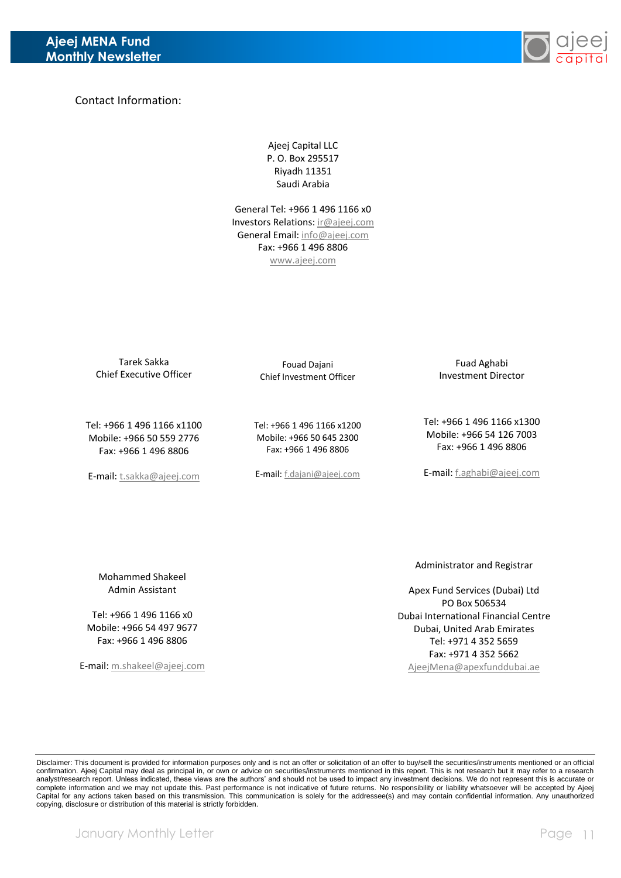Contact Information:

Ajeej Capital LLC
P. O. Box 295517
Riyadh 11351
Saudi Arabia

General Tel: +966 1 496 1166 x0
Investors Relations: ir@ajeej.com
General Email: info@ajeej.com
Fax: +966 1 496 8806
www.ajeej.com

Tarek Sakka
Chief Executive Officer

Tel: +966 1 496 1166 x1100
Mobile: +966 50 559 2776
Fax: +966 1 496 8806

E-mail: t.sakka@ajeej.com

Fouad Dajani
Chief Investment Officer

Tel: +966 1 496 1166 x1200
Mobile: +966 50 645 2300
Fax: +966 1 496 8806

E-mail: f.dajani@ajeej.com

Fuad Aghabi
Investment Director

Tel: +966 1 496 1166 x1300
Mobile: +966 54 126 7003
Fax: +966 1 496 8806

E-mail: f.aghabi@ajeej.com

Mohammed Shakeel
Admin Assistant

Tel: +966 1 496 1166 x0
Mobile: +966 54 497 9677
Fax: +966 1 496 8806

E-mail: m.shakeel@ajeej.com

Administrator and Registrar

Apex Fund Services (Dubai) Ltd
PO Box 506534
Dubai International Financial Centre
Dubai, United Arab Emirates
Tel: +971 4 352 5659
Fax: +971 4 352 5662
AjeejMena@apexfunddubai.ae

Disclaimer: This document is provided for information purposes only and is not an offer or solicitation of an offer to buy/sell the securities/instruments mentioned or an official confirmation. Ajeej Capital may deal as principal in, or own or advice on securities/instruments mentioned in this report. This is not research but it may refer to a research analyst/research report. Unless indicated, these views are the authors' and should not be used to impact any investment decisions. We do not represent this is accurate or complete information and we may not update this. Past performance is not indicative of future returns. No responsibility or liability whatsoever will be accepted by Ajeej Capital for any actions taken based on this transmission. This communication is solely for the addressee(s) and may contain confidential information. Any unauthorized copying, disclosure or distribution of this material is strictly forbidden.